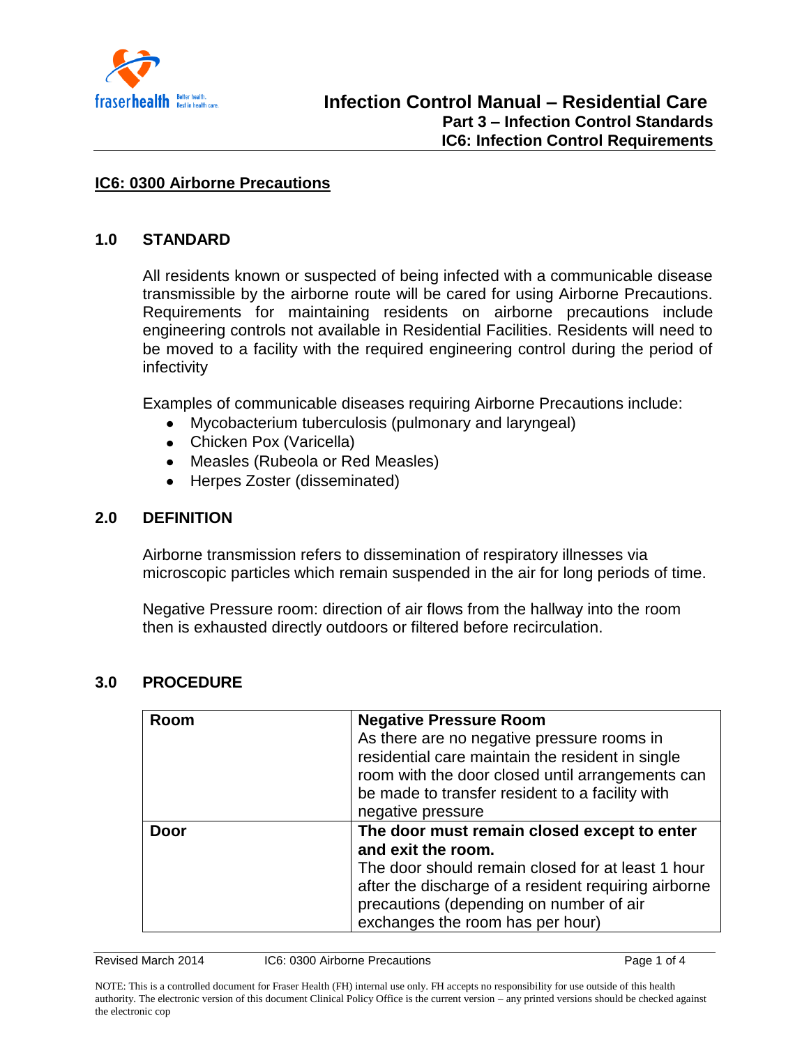# Infection Control Manual – Residential Care

## Part 3 – Infection Control Standards

## IC6: Infection Control Requirements

## IC6: 0300 Airborne Precautions

### 1.0 STANDARD

All residents known or suspected of being infected with a communicable disease transmissible by the airborne route will be cared for using Airborne Precautions. Requirements for maintaining residents on airborne precautions include engineering controls not available in Residential Facilities. Residents will need to be moved to a facility with the required engineering control during the period of infectivity

Examples of communicable diseases requiring Airborne Precautions include:

- Mycobacterium tuberculosis (pulmonary and laryngeal)
- Chicken Pox (Varicella)
- Measles (Rubeola or Red Measles)
- Herpes Zoster (disseminated)

### 2.0 DEFINITION

Airborne transmission refers to dissemination of respiratory illnesses via microscopic particles which remain suspended in the air for long periods of time.

Negative Pressure room: direction of air flows from the hallway into the room then is exhausted directly outdoors or filtered before recirculation.

### 3.0 PROCEDURE

| | |
|---|---|
| **Room** | **Negative Pressure Room**<br>As there are no negative pressure rooms in residential care maintain the resident in single room with the door closed until arrangements can be made to transfer resident to a facility with negative pressure |
| **Door** | **The door must remain closed except to enter and exit the room.**<br>The door should remain closed for at least 1 hour after the discharge of a resident requiring airborne precautions (depending on number of air exchanges the room has per hour) |

NOTE: This is a controlled document for Fraser Health (FH) internal use only. FH accepts no responsibility for use outside of this health authority. The electronic version of this document Clinical Policy Office is the current version – any printed versions should be checked against the electronic cop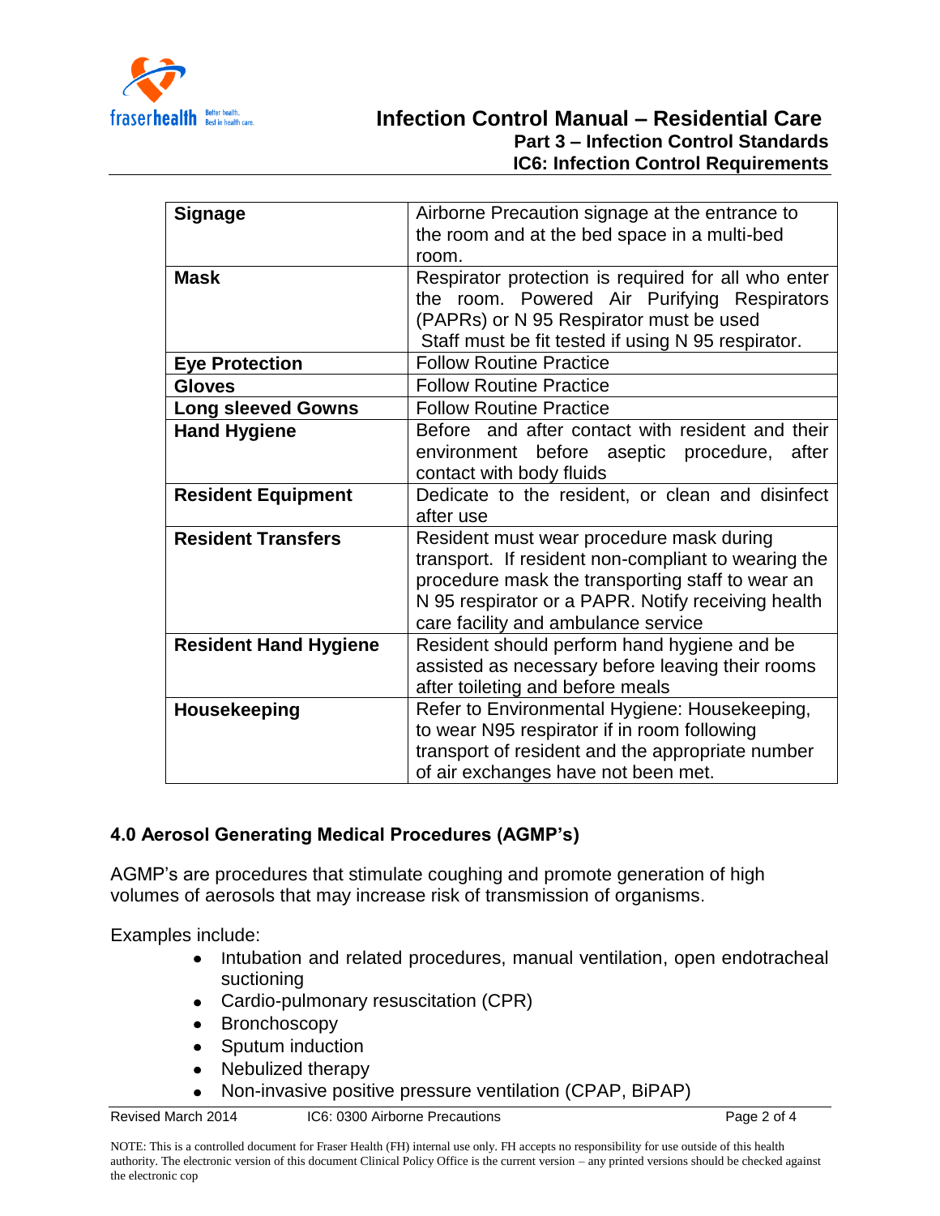| Signage | Airborne Precaution signage at the entrance to the room and at the bed space in a multi-bed room. |
|---|---|
| **Mask** | Respirator protection is required for all who enter the room. Powered Air Purifying Respirators (PAPRs) or N 95 Respirator must be used Staff must be fit tested if using N 95 respirator. |
| **Eye Protection** | Follow Routine Practice |
| **Gloves** | Follow Routine Practice |
| **Long sleeved Gowns** | Follow Routine Practice |
| **Hand Hygiene** | Before and after contact with resident and their environment before aseptic procedure, after contact with body fluids |
| **Resident Equipment** | Dedicate to the resident, or clean and disinfect after use |
| **Resident Transfers** | Resident must wear procedure mask during transport. If resident non-compliant to wearing the procedure mask the transporting staff to wear an N 95 respirator or a PAPR. Notify receiving health care facility and ambulance service |
| **Resident Hand Hygiene** | Resident should perform hand hygiene and be assisted as necessary before leaving their rooms after toileting and before meals |
| **Housekeeping** | Refer to Environmental Hygiene: Housekeeping, to wear N95 respirator if in room following transport of resident and the appropriate number of air exchanges have not been met. |

## 4.0 Aerosol Generating Medical Procedures (AGMP's)

AGMP's are procedures that stimulate coughing and promote generation of high volumes of aerosols that may increase risk of transmission of organisms.

Examples include:

- Intubation and related procedures, manual ventilation, open endotracheal suctioning
- Cardio-pulmonary resuscitation (CPR)
- Bronchoscopy
- Sputum induction
- Nebulized therapy
- Non-invasive positive pressure ventilation (CPAP, BiPAP)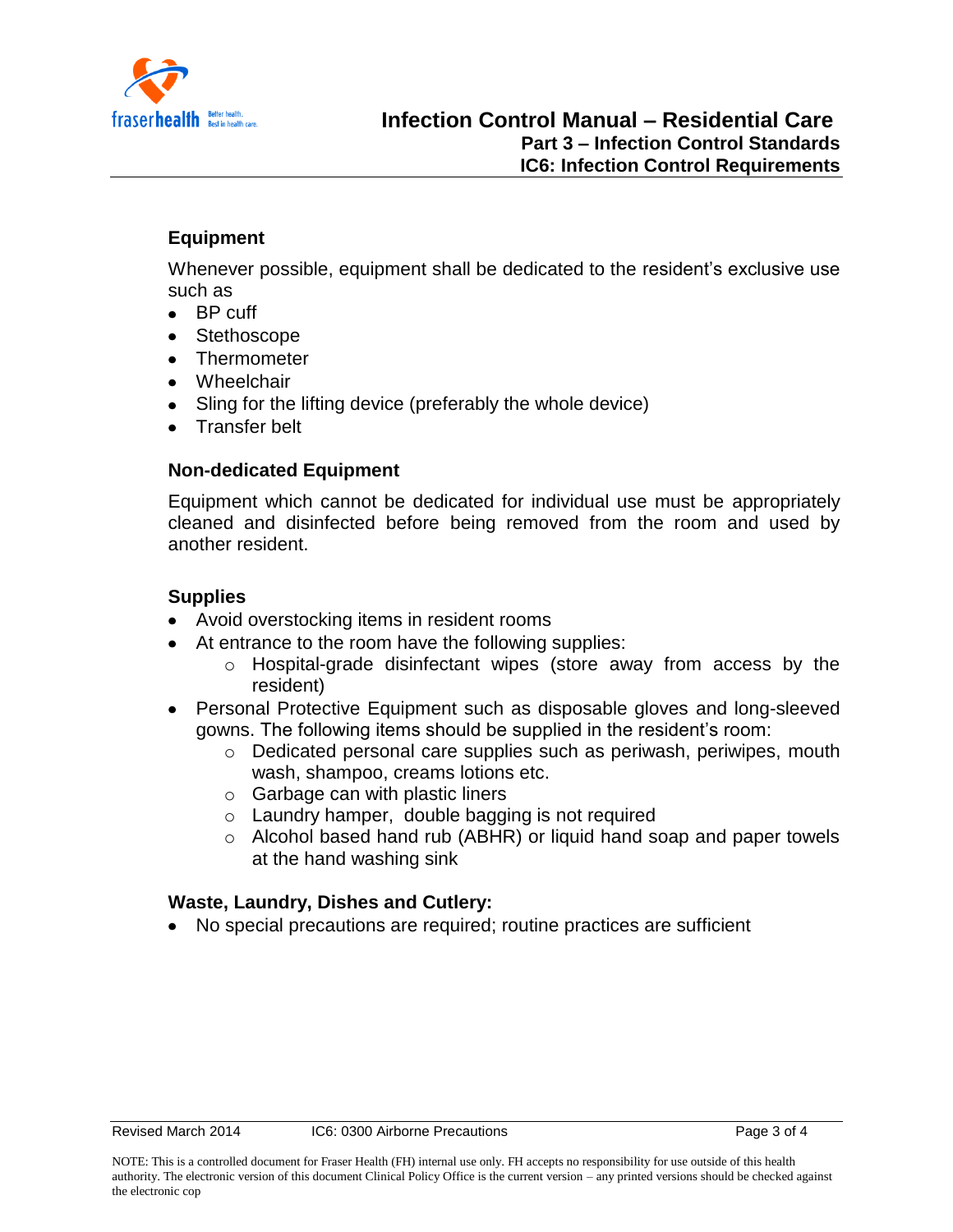## Equipment

Whenever possible, equipment shall be dedicated to the resident's exclusive use such as

- BP cuff
- Stethoscope
- Thermometer
- Wheelchair
- Sling for the lifting device (preferably the whole device)
- Transfer belt

## Non-dedicated Equipment

Equipment which cannot be dedicated for individual use must be appropriately cleaned and disinfected before being removed from the room and used by another resident.

## Supplies

- Avoid overstocking items in resident rooms
- At entrance to the room have the following supplies:
  - Hospital-grade disinfectant wipes (store away from access by the resident)
- Personal Protective Equipment such as disposable gloves and long-sleeved gowns. The following items should be supplied in the resident's room:
  - Dedicated personal care supplies such as periwash, periwipes, mouth wash, shampoo, creams lotions etc.
  - Garbage can with plastic liners
  - Laundry hamper, double bagging is not required
  - Alcohol based hand rub (ABHR) or liquid hand soap and paper towels at the hand washing sink

## Waste, Laundry, Dishes and Cutlery:

- No special precautions are required; routine practices are sufficient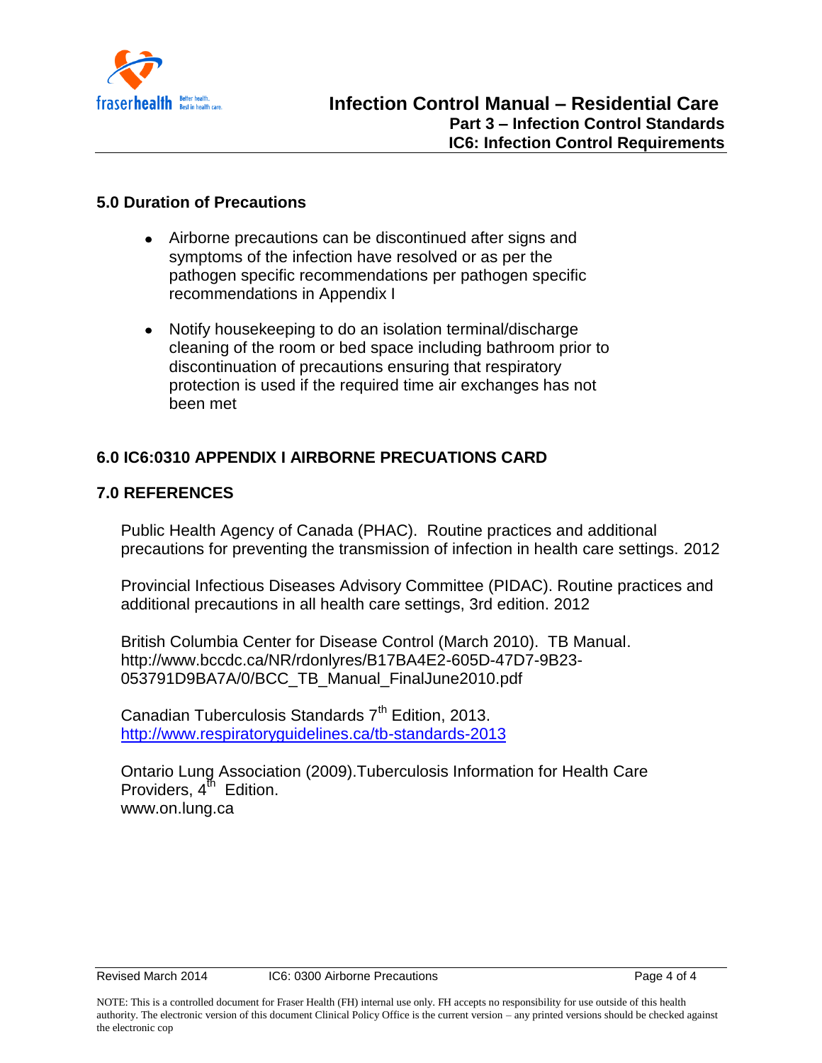## 5.0 Duration of Precautions

- Airborne precautions can be discontinued after signs and symptoms of the infection have resolved or as per the pathogen specific recommendations per pathogen specific recommendations in Appendix I

- Notify housekeeping to do an isolation terminal/discharge cleaning of the room or bed space including bathroom prior to discontinuation of precautions ensuring that respiratory protection is used if the required time air exchanges has not been met

## 6.0 IC6:0310 APPENDIX I AIRBORNE PRECAUTIONS CARD

## 7.0 REFERENCES

Public Health Agency of Canada (PHAC). Routine practices and additional precautions for preventing the transmission of infection in health care settings. 2012

Provincial Infectious Diseases Advisory Committee (PIDAC). Routine practices and additional precautions in all health care settings, 3rd edition. 2012

British Columbia Center for Disease Control (March 2010). TB Manual. http://www.bccdc.ca/NR/rdonlyres/B17BA4E2-605D-47D7-9B23-053791D9BA7A/0/BCC_TB_Manual_FinalJune2010.pdf

Canadian Tuberculosis Standards 7th Edition, 2013. http://www.respiratoryguidelines.ca/tb-standards-2013

Ontario Lung Association (2009).Tuberculosis Information for Health Care Providers, 4th Edition. www.on.lung.ca

NOTE: This is a controlled document for Fraser Health (FH) internal use only. FH accepts no responsibility for use outside of this health authority. The electronic version of this document Clinical Policy Office is the current version – any printed versions should be checked against the electronic cop